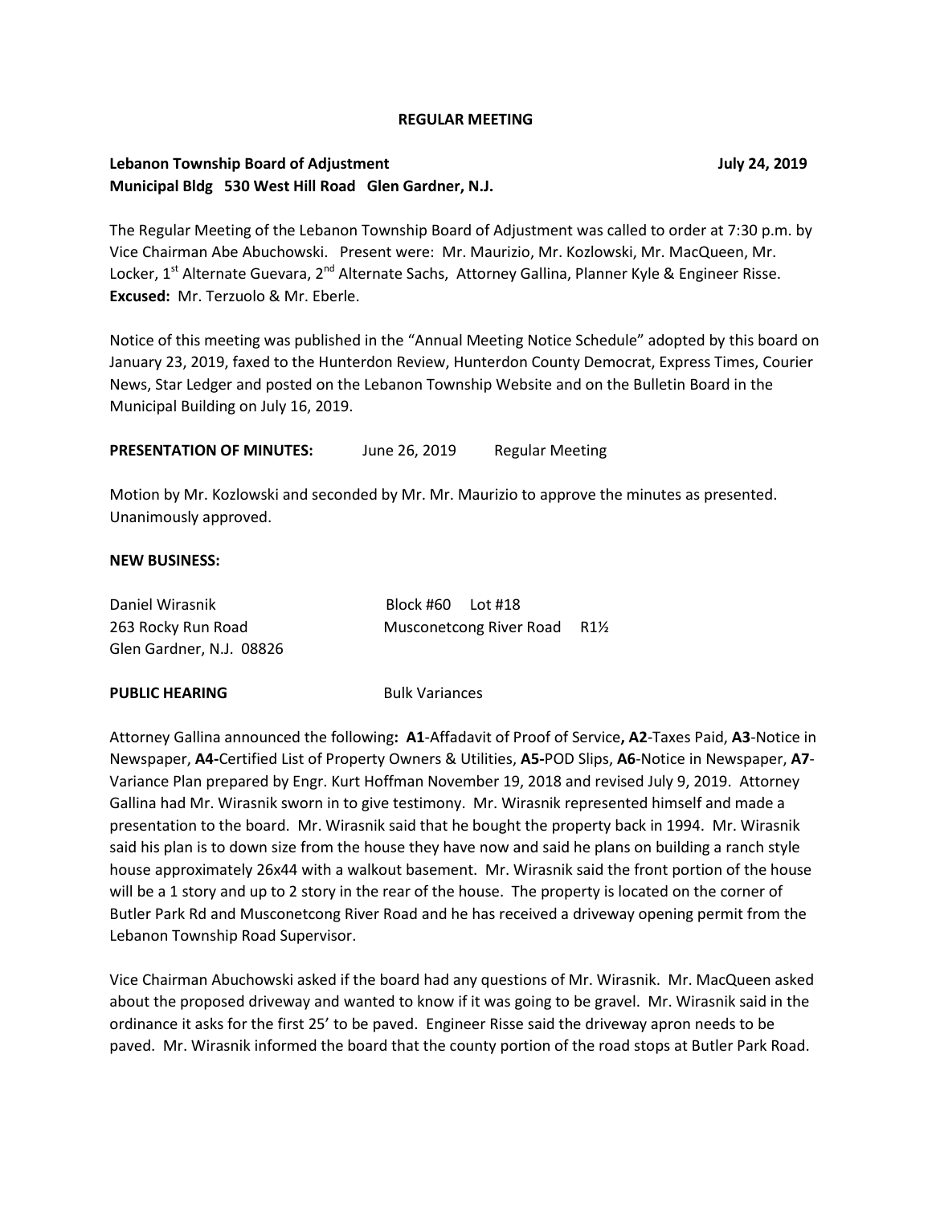**REGULAR MEETING**

**Lebanon Township Board of Adjustment** **July 24, 2019**
**Municipal Bldg 530 West Hill Road Glen Gardner, N.J.**

The Regular Meeting of the Lebanon Township Board of Adjustment was called to order at 7:30 p.m. by Vice Chairman Abe Abuchowski. Present were: Mr. Maurizio, Mr. Kozlowski, Mr. MacQueen, Mr. Locker, 1st Alternate Guevara, 2nd Alternate Sachs, Attorney Gallina, Planner Kyle & Engineer Risse. **Excused:** Mr. Terzuolo & Mr. Eberle.

Notice of this meeting was published in the "Annual Meeting Notice Schedule" adopted by this board on January 23, 2019, faxed to the Hunterdon Review, Hunterdon County Democrat, Express Times, Courier News, Star Ledger and posted on the Lebanon Township Website and on the Bulletin Board in the Municipal Building on July 16, 2019.

**PRESENTATION OF MINUTES:** June 26, 2019 Regular Meeting

Motion by Mr. Kozlowski and seconded by Mr. Mr. Maurizio to approve the minutes as presented. Unanimously approved.

**NEW BUSINESS:**

Daniel Wirasnik Block #60 Lot #18
263 Rocky Run Road Musconetcong River Road R1½
Glen Gardner, N.J. 08826

**PUBLIC HEARING** Bulk Variances

Attorney Gallina announced the following**: A1**-Affadavit of Proof of Service**, A2**-Taxes Paid, **A3**-Notice in Newspaper, **A4-**Certified List of Property Owners & Utilities, **A5-**POD Slips, **A6**-Notice in Newspaper, **A7**-Variance Plan prepared by Engr. Kurt Hoffman November 19, 2018 and revised July 9, 2019. Attorney Gallina had Mr. Wirasnik sworn in to give testimony. Mr. Wirasnik represented himself and made a presentation to the board. Mr. Wirasnik said that he bought the property back in 1994. Mr. Wirasnik said his plan is to down size from the house they have now and said he plans on building a ranch style house approximately 26x44 with a walkout basement. Mr. Wirasnik said the front portion of the house will be a 1 story and up to 2 story in the rear of the house. The property is located on the corner of Butler Park Rd and Musconetcong River Road and he has received a driveway opening permit from the Lebanon Township Road Supervisor.

Vice Chairman Abuchowski asked if the board had any questions of Mr. Wirasnik. Mr. MacQueen asked about the proposed driveway and wanted to know if it was going to be gravel. Mr. Wirasnik said in the ordinance it asks for the first 25' to be paved. Engineer Risse said the driveway apron needs to be paved. Mr. Wirasnik informed the board that the county portion of the road stops at Butler Park Road.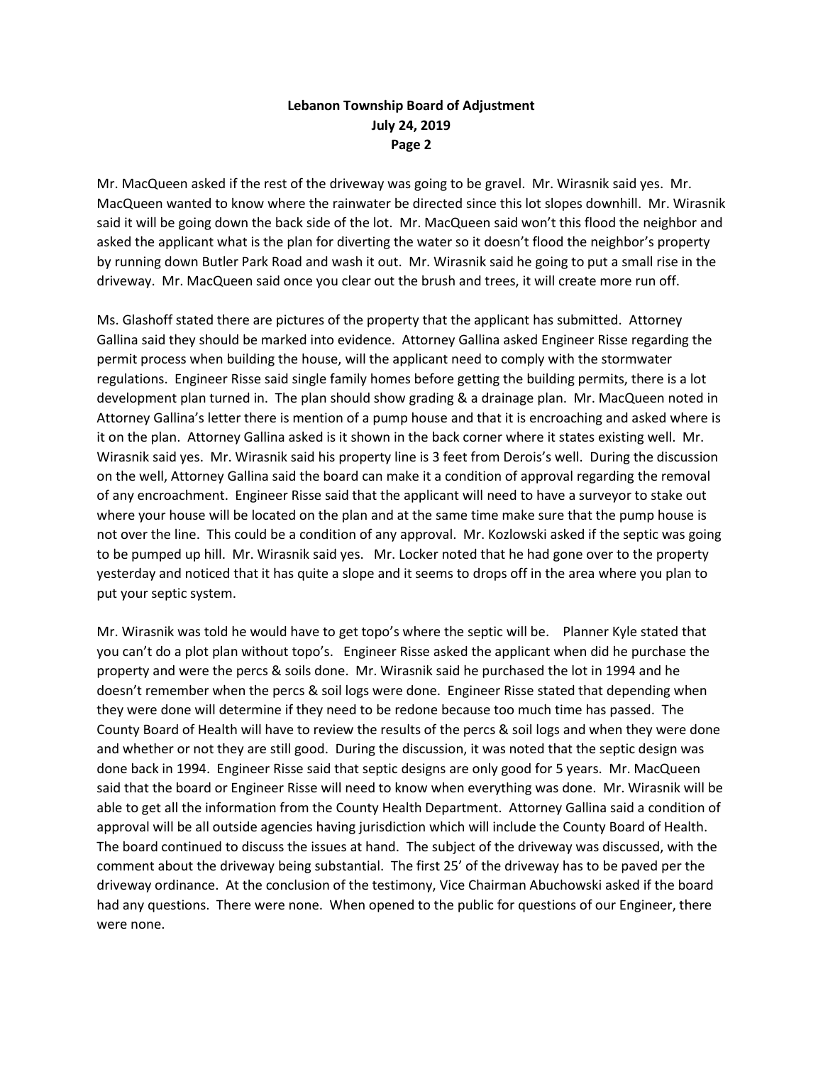Mr. MacQueen asked if the rest of the driveway was going to be gravel. Mr. Wirasnik said yes. Mr. MacQueen wanted to know where the rainwater be directed since this lot slopes downhill. Mr. Wirasnik said it will be going down the back side of the lot. Mr. MacQueen said won't this flood the neighbor and asked the applicant what is the plan for diverting the water so it doesn't flood the neighbor's property by running down Butler Park Road and wash it out. Mr. Wirasnik said he going to put a small rise in the driveway. Mr. MacQueen said once you clear out the brush and trees, it will create more run off.

Ms. Glashoff stated there are pictures of the property that the applicant has submitted. Attorney Gallina said they should be marked into evidence. Attorney Gallina asked Engineer Risse regarding the permit process when building the house, will the applicant need to comply with the stormwater regulations. Engineer Risse said single family homes before getting the building permits, there is a lot development plan turned in. The plan should show grading & a drainage plan. Mr. MacQueen noted in Attorney Gallina's letter there is mention of a pump house and that it is encroaching and asked where is it on the plan. Attorney Gallina asked is it shown in the back corner where it states existing well. Mr. Wirasnik said yes. Mr. Wirasnik said his property line is 3 feet from Derois's well. During the discussion on the well, Attorney Gallina said the board can make it a condition of approval regarding the removal of any encroachment. Engineer Risse said that the applicant will need to have a surveyor to stake out where your house will be located on the plan and at the same time make sure that the pump house is not over the line. This could be a condition of any approval. Mr. Kozlowski asked if the septic was going to be pumped up hill. Mr. Wirasnik said yes. Mr. Locker noted that he had gone over to the property yesterday and noticed that it has quite a slope and it seems to drops off in the area where you plan to put your septic system.

Mr. Wirasnik was told he would have to get topo's where the septic will be. Planner Kyle stated that you can't do a plot plan without topo's. Engineer Risse asked the applicant when did he purchase the property and were the percs & soils done. Mr. Wirasnik said he purchased the lot in 1994 and he doesn't remember when the percs & soil logs were done. Engineer Risse stated that depending when they were done will determine if they need to be redone because too much time has passed. The County Board of Health will have to review the results of the percs & soil logs and when they were done and whether or not they are still good. During the discussion, it was noted that the septic design was done back in 1994. Engineer Risse said that septic designs are only good for 5 years. Mr. MacQueen said that the board or Engineer Risse will need to know when everything was done. Mr. Wirasnik will be able to get all the information from the County Health Department. Attorney Gallina said a condition of approval will be all outside agencies having jurisdiction which will include the County Board of Health. The board continued to discuss the issues at hand. The subject of the driveway was discussed, with the comment about the driveway being substantial. The first 25' of the driveway has to be paved per the driveway ordinance. At the conclusion of the testimony, Vice Chairman Abuchowski asked if the board had any questions. There were none. When opened to the public for questions of our Engineer, there were none.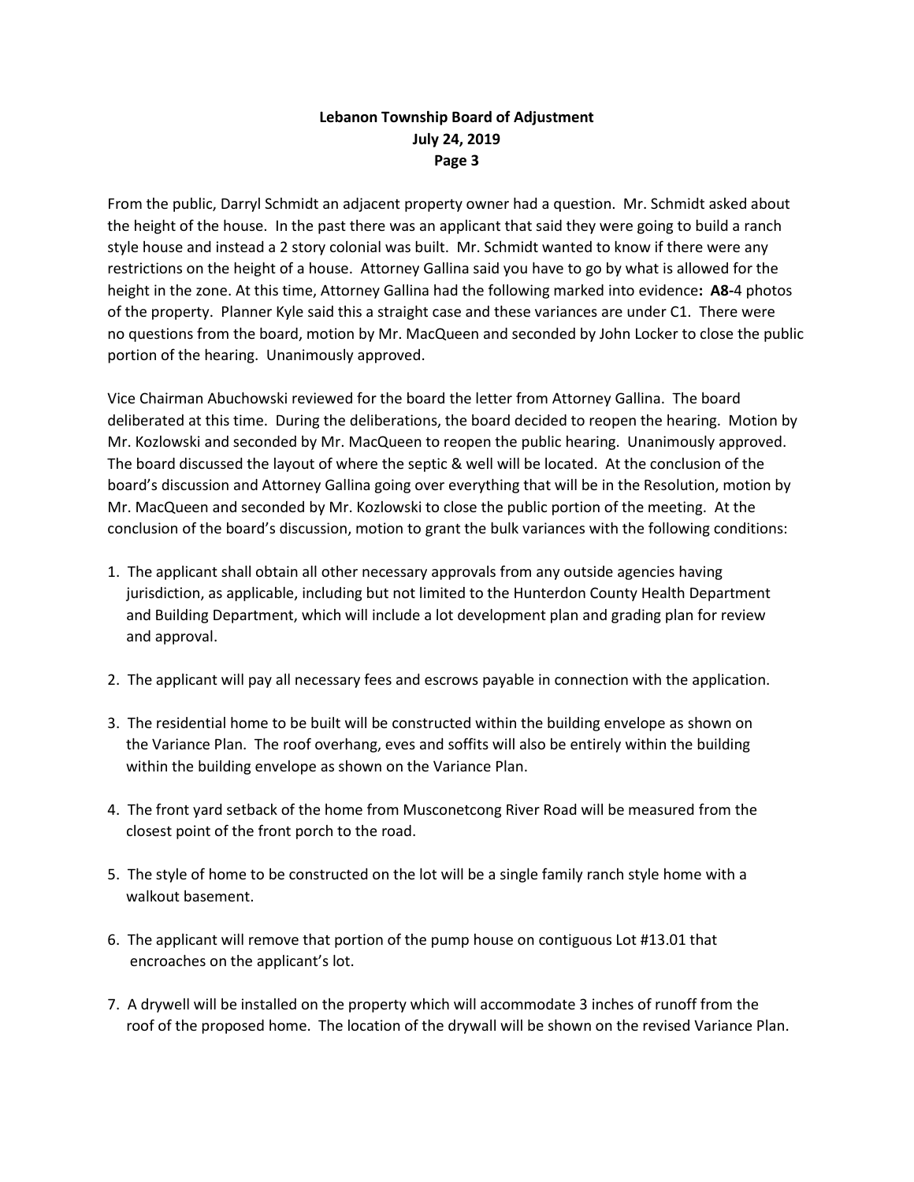From the public, Darryl Schmidt an adjacent property owner had a question. Mr. Schmidt asked about the height of the house. In the past there was an applicant that said they were going to build a ranch style house and instead a 2 story colonial was built. Mr. Schmidt wanted to know if there were any restrictions on the height of a house. Attorney Gallina said you have to go by what is allowed for the height in the zone. At this time, Attorney Gallina had the following marked into evidence**: A8-**4 photos of the property. Planner Kyle said this a straight case and these variances are under C1. There were no questions from the board, motion by Mr. MacQueen and seconded by John Locker to close the public portion of the hearing. Unanimously approved.

Vice Chairman Abuchowski reviewed for the board the letter from Attorney Gallina. The board deliberated at this time. During the deliberations, the board decided to reopen the hearing. Motion by Mr. Kozlowski and seconded by Mr. MacQueen to reopen the public hearing. Unanimously approved. The board discussed the layout of where the septic & well will be located. At the conclusion of the board's discussion and Attorney Gallina going over everything that will be in the Resolution, motion by Mr. MacQueen and seconded by Mr. Kozlowski to close the public portion of the meeting. At the conclusion of the board's discussion, motion to grant the bulk variances with the following conditions:

1. The applicant shall obtain all other necessary approvals from any outside agencies having jurisdiction, as applicable, including but not limited to the Hunterdon County Health Department and Building Department, which will include a lot development plan and grading plan for review and approval.

2. The applicant will pay all necessary fees and escrows payable in connection with the application.

3. The residential home to be built will be constructed within the building envelope as shown on the Variance Plan. The roof overhang, eves and soffits will also be entirely within the building within the building envelope as shown on the Variance Plan.

4. The front yard setback of the home from Musconetcong River Road will be measured from the closest point of the front porch to the road.

5. The style of home to be constructed on the lot will be a single family ranch style home with a walkout basement.

6. The applicant will remove that portion of the pump house on contiguous Lot #13.01 that encroaches on the applicant's lot.

7. A drywell will be installed on the property which will accommodate 3 inches of runoff from the roof of the proposed home. The location of the drywall will be shown on the revised Variance Plan.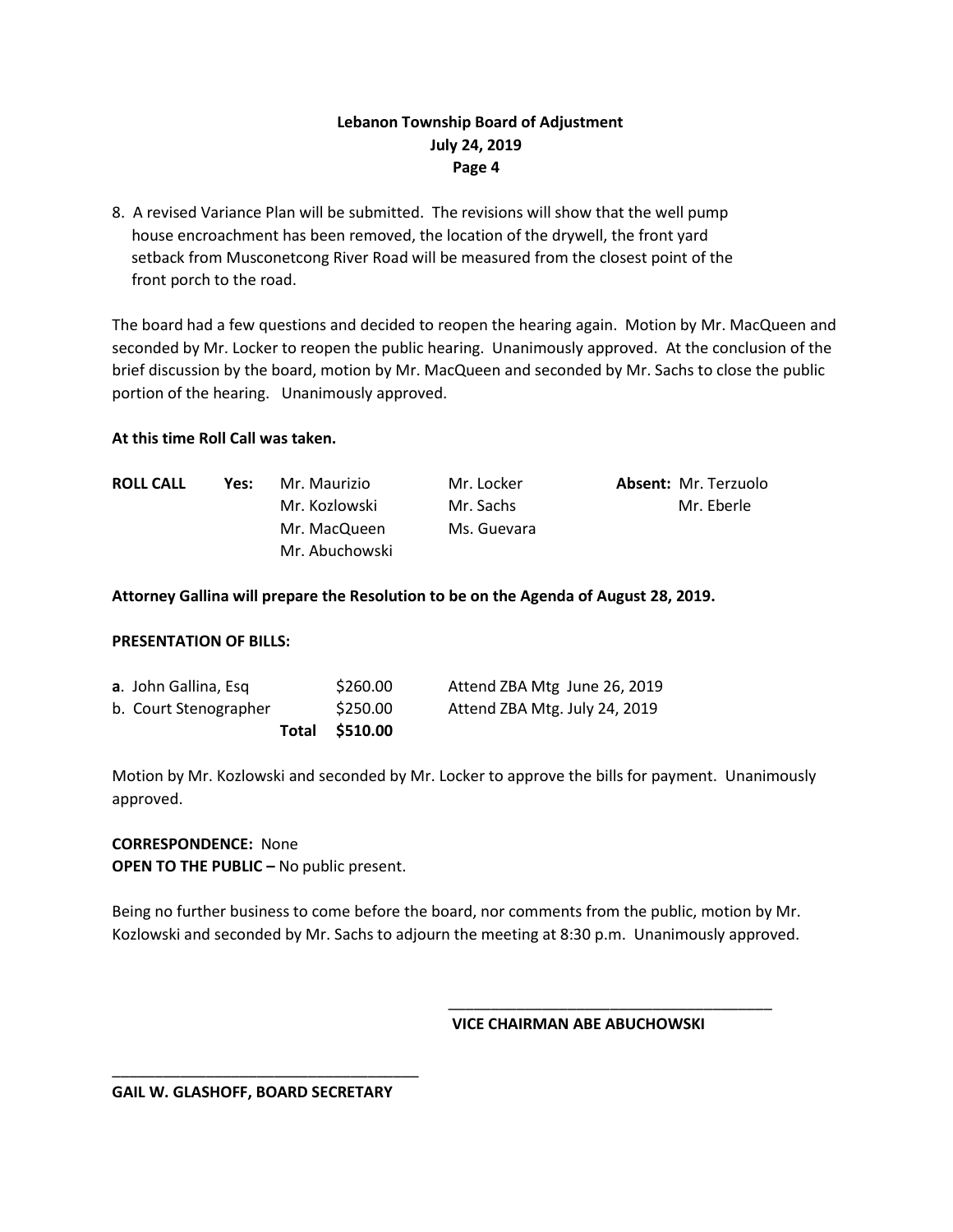8. A revised Variance Plan will be submitted. The revisions will show that the well pump house encroachment has been removed, the location of the drywell, the front yard setback from Musconetcong River Road will be measured from the closest point of the front porch to the road.

The board had a few questions and decided to reopen the hearing again. Motion by Mr. MacQueen and seconded by Mr. Locker to reopen the public hearing. Unanimously approved. At the conclusion of the brief discussion by the board, motion by Mr. MacQueen and seconded by Mr. Sachs to close the public portion of the hearing. Unanimously approved.

**At this time Roll Call was taken.**

| | | | | | |
|---|---|---|---|---|---|
| **ROLL CALL** | **Yes:** | Mr. Maurizio | Mr. Locker | **Absent:** | Mr. Terzuolo |
| | | Mr. Kozlowski | Mr. Sachs | | Mr. Eberle |
| | | Mr. MacQueen | Ms. Guevara | | |
| | | Mr. Abuchowski | | | |

**Attorney Gallina will prepare the Resolution to be on the Agenda of August 28, 2019.**

**PRESENTATION OF BILLS:**

| | | |
|---|---|---|
| **a**. John Gallina, Esq | $260.00 | Attend ZBA Mtg June 26, 2019 |
| b. Court Stenographer | $250.00 | Attend ZBA Mtg. July 24, 2019 |
| **Total** | **$510.00** | |

Motion by Mr. Kozlowski and seconded by Mr. Locker to approve the bills for payment. Unanimously approved.

**CORRESPONDENCE:** None
**OPEN TO THE PUBLIC –** No public present.

Being no further business to come before the board, nor comments from the public, motion by Mr. Kozlowski and seconded by Mr. Sachs to adjourn the meeting at 8:30 p.m. Unanimously approved.

\_\_\_\_\_\_\_\_\_\_\_\_\_\_\_\_\_\_\_\_\_\_\_\_\_\_\_\_\_\_\_\_\_\_\_\_\_\_\_\_

**VICE CHAIRMAN ABE ABUCHOWSKI**

\_\_\_\_\_\_\_\_\_\_\_\_\_\_\_\_\_\_\_\_\_\_\_\_\_\_\_\_\_\_\_\_\_\_\_\_\_\_\_\_

**GAIL W. GLASHOFF, BOARD SECRETARY**